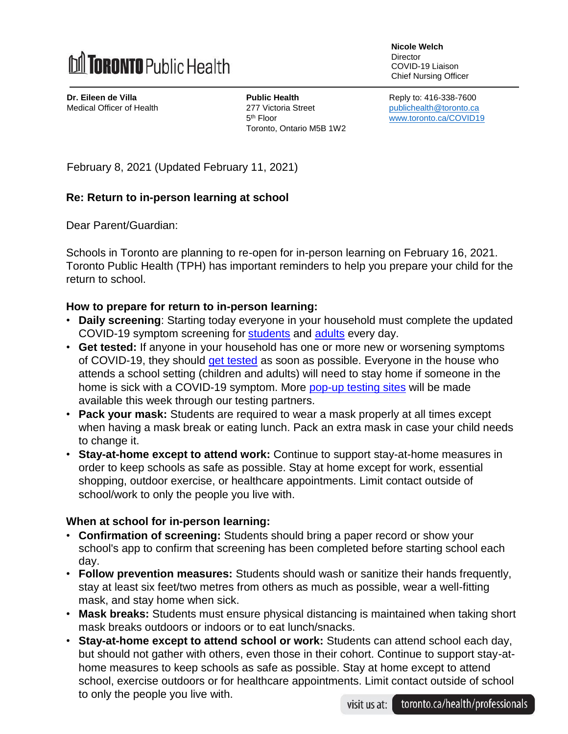**Toronto Public Health**

**Nicole Welch**
Director
COVID-19 Liaison
Chief Nursing Officer

**Dr. Eileen de Villa**
Medical Officer of Health

**Public Health**
277 Victoria Street
5th Floor
Toronto, Ontario M5B 1W2

Reply to: 416-338-7600
publichealth@toronto.ca
www.toronto.ca/COVID19

February 8, 2021 (Updated February 11, 2021)

**Re: Return to in-person learning at school**

Dear Parent/Guardian:

Schools in Toronto are planning to re-open for in-person learning on February 16, 2021. Toronto Public Health (TPH) has important reminders to help you prepare your child for the return to school.

**How to prepare for return to in-person learning:**

- **Daily screening**: Starting today everyone in your household must complete the updated COVID-19 symptom screening for students and adults every day.
- **Get tested:** If anyone in your household has one or more new or worsening symptoms of COVID-19, they should get tested as soon as possible. Everyone in the house who attends a school setting (children and adults) will need to stay home if someone in the home is sick with a COVID-19 symptom. More pop-up testing sites will be made available this week through our testing partners.
- **Pack your mask:** Students are required to wear a mask properly at all times except when having a mask break or eating lunch. Pack an extra mask in case your child needs to change it.
- **Stay-at-home except to attend work:** Continue to support stay-at-home measures in order to keep schools as safe as possible. Stay at home except for work, essential shopping, outdoor exercise, or healthcare appointments. Limit contact outside of school/work to only the people you live with.

**When at school for in-person learning:**

- **Confirmation of screening:** Students should bring a paper record or show your school's app to confirm that screening has been completed before starting school each day.
- **Follow prevention measures:** Students should wash or sanitize their hands frequently, stay at least six feet/two metres from others as much as possible, wear a well-fitting mask, and stay home when sick.
- **Mask breaks:** Students must ensure physical distancing is maintained when taking short mask breaks outdoors or indoors or to eat lunch/snacks.
- **Stay-at-home except to attend school or work:** Students can attend school each day, but should not gather with others, even those in their cohort. Continue to support stay-at-home measures to keep schools as safe as possible. Stay at home except to attend school, exercise outdoors or for healthcare appointments. Limit contact outside of school to only the people you live with.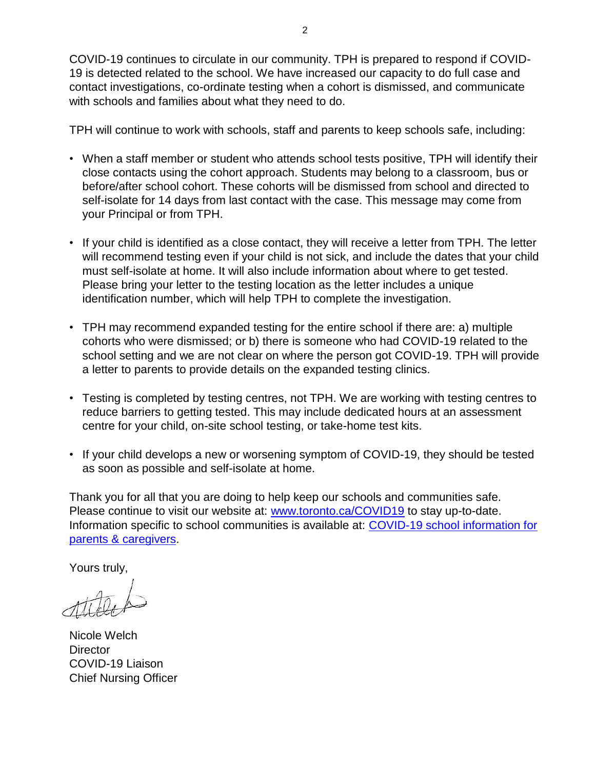COVID-19 continues to circulate in our community. TPH is prepared to respond if COVID-19 is detected related to the school. We have increased our capacity to do full case and contact investigations, co-ordinate testing when a cohort is dismissed, and communicate with schools and families about what they need to do.

TPH will continue to work with schools, staff and parents to keep schools safe, including:

- When a staff member or student who attends school tests positive, TPH will identify their close contacts using the cohort approach. Students may belong to a classroom, bus or before/after school cohort. These cohorts will be dismissed from school and directed to self-isolate for 14 days from last contact with the case. This message may come from your Principal or from TPH.

- If your child is identified as a close contact, they will receive a letter from TPH. The letter will recommend testing even if your child is not sick, and include the dates that your child must self-isolate at home. It will also include information about where to get tested. Please bring your letter to the testing location as the letter includes a unique identification number, which will help TPH to complete the investigation.

- TPH may recommend expanded testing for the entire school if there are: a) multiple cohorts who were dismissed; or b) there is someone who had COVID-19 related to the school setting and we are not clear on where the person got COVID-19. TPH will provide a letter to parents to provide details on the expanded testing clinics.

- Testing is completed by testing centres, not TPH. We are working with testing centres to reduce barriers to getting tested. This may include dedicated hours at an assessment centre for your child, on-site school testing, or take-home test kits.

- If your child develops a new or worsening symptom of COVID-19, they should be tested as soon as possible and self-isolate at home.

Thank you for all that you are doing to help keep our schools and communities safe. Please continue to visit our website at: [www.toronto.ca/COVID19](http://www.toronto.ca/COVID19) to stay up-to-date. Information specific to school communities is available at: [COVID-19 school information for parents & caregivers]().

Yours truly,

Nicole Welch  
Director  
COVID-19 Liaison  
Chief Nursing Officer